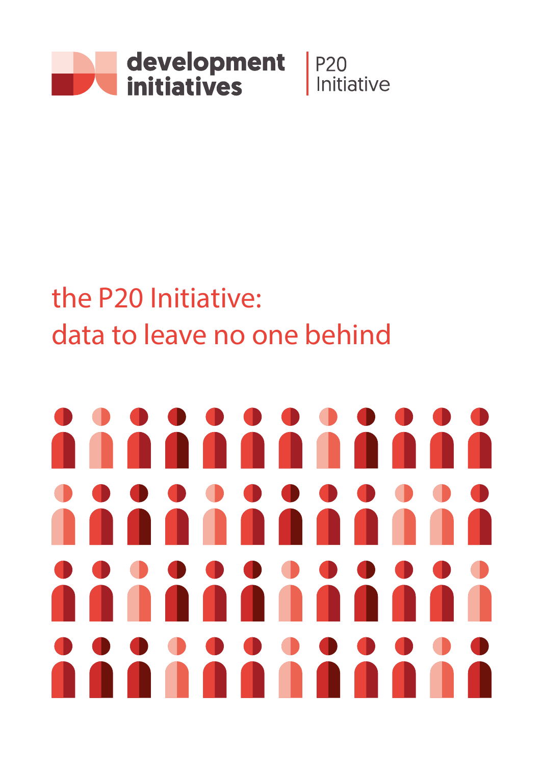development initiatives | P20 Initiative

# the P20 Initiative: data to leave no one behind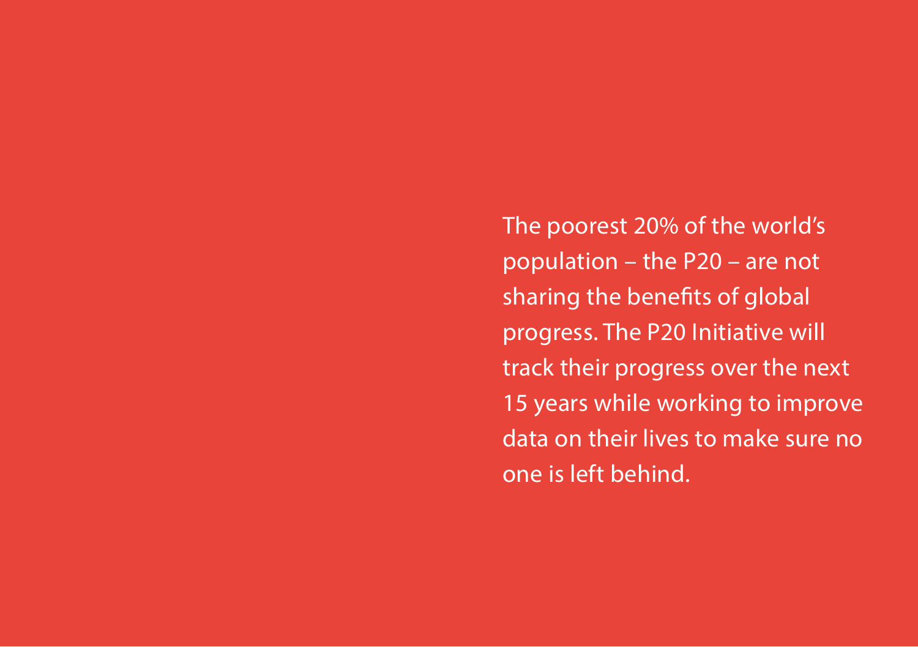The poorest 20% of the world's population – the P20 – are not sharing the benefits of global progress. The P20 Initiative will track their progress over the next 15 years while working to improve data on their lives to make sure no one is left behind.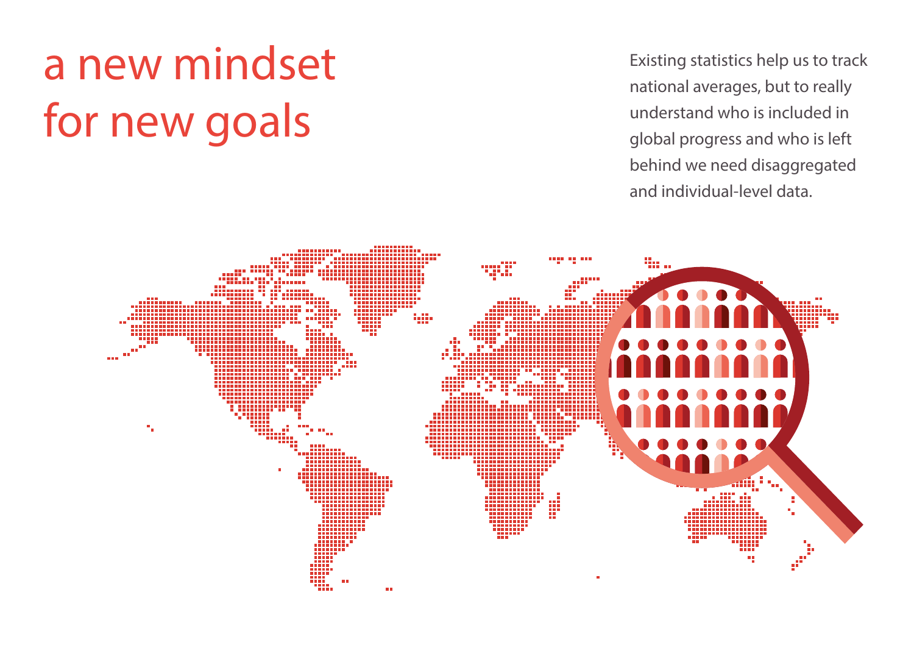# a new mindset for new goals

Existing statistics help us to track national averages, but to really understand who is included in global progress and who is left behind we need disaggregated and individual-level data.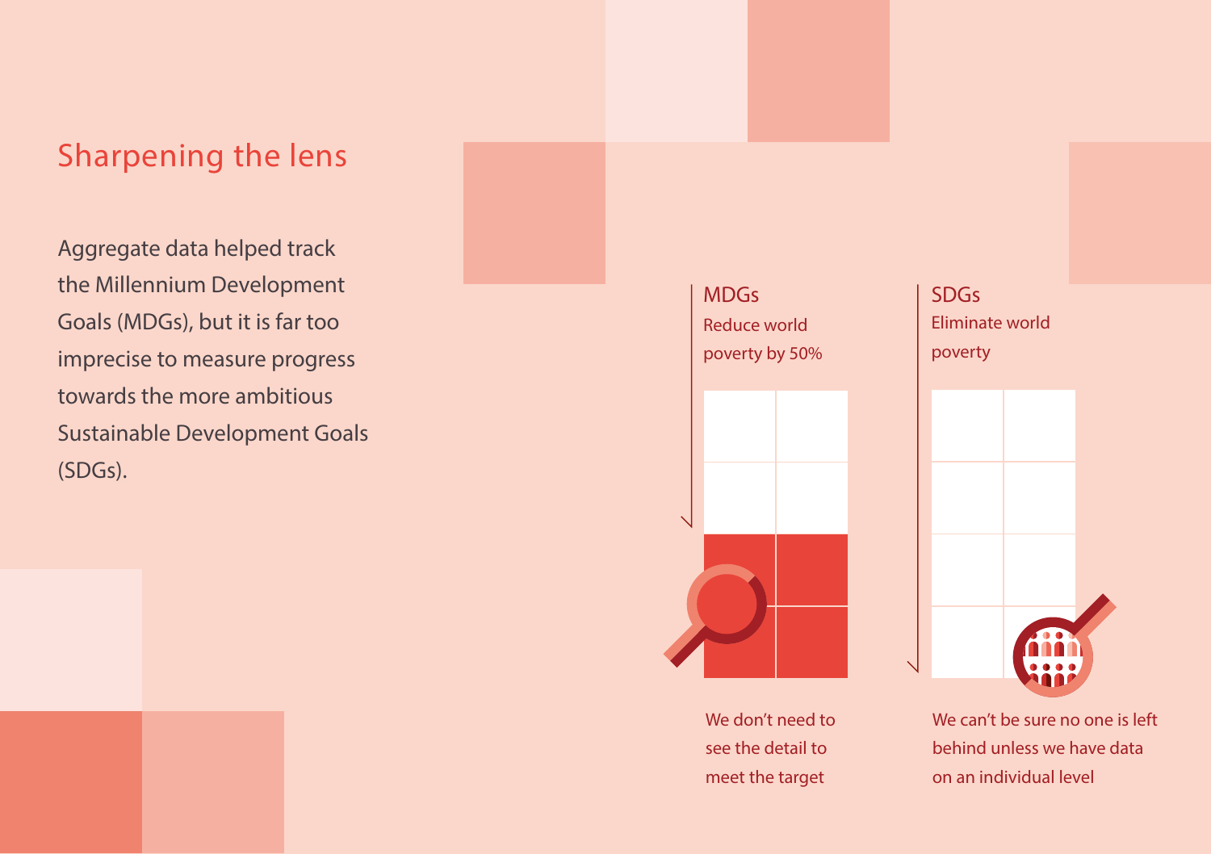## Sharpening the lens

Aggregate data helped track the Millennium Development Goals (MDGs), but it is far too imprecise to measure progress towards the more ambitious Sustainable Development Goals (SDGs).

**MDGs**
Reduce world poverty by 50%

We don't need to see the detail to meet the target

**SDGs**
Eliminate world poverty

We can't be sure no one is left behind unless we have data on an individual level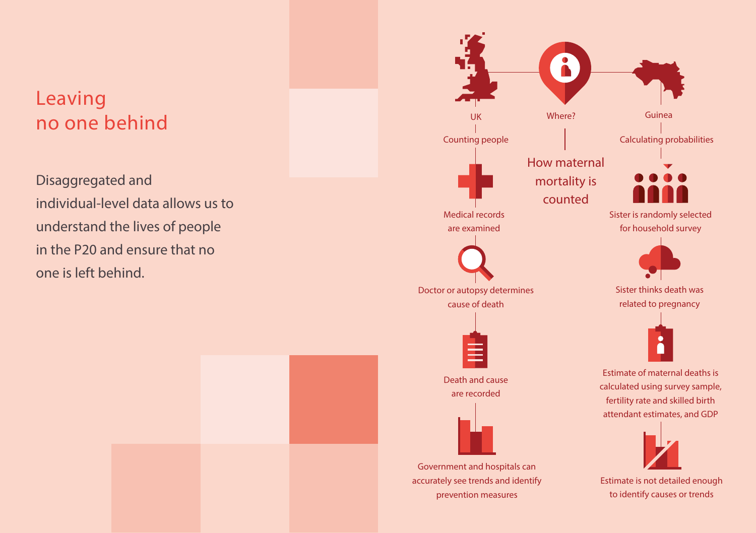# Leaving no one behind

Disaggregated and individual-level data allows us to understand the lives of people in the P20 and ensure that no one is left behind.

## How maternal mortality is counted

Where?

**UK**

Counting people

- Medical records are examined
- Doctor or autopsy determines cause of death
- Death and cause are recorded
- Government and hospitals can accurately see trends and identify prevention measures

**Guinea**

Calculating probabilities

- Sister is randomly selected for household survey
- Sister thinks death was related to pregnancy
- Estimate of maternal deaths is calculated using survey sample, fertility rate and skilled birth attendant estimates, and GDP
- Estimate is not detailed enough to identify causes or trends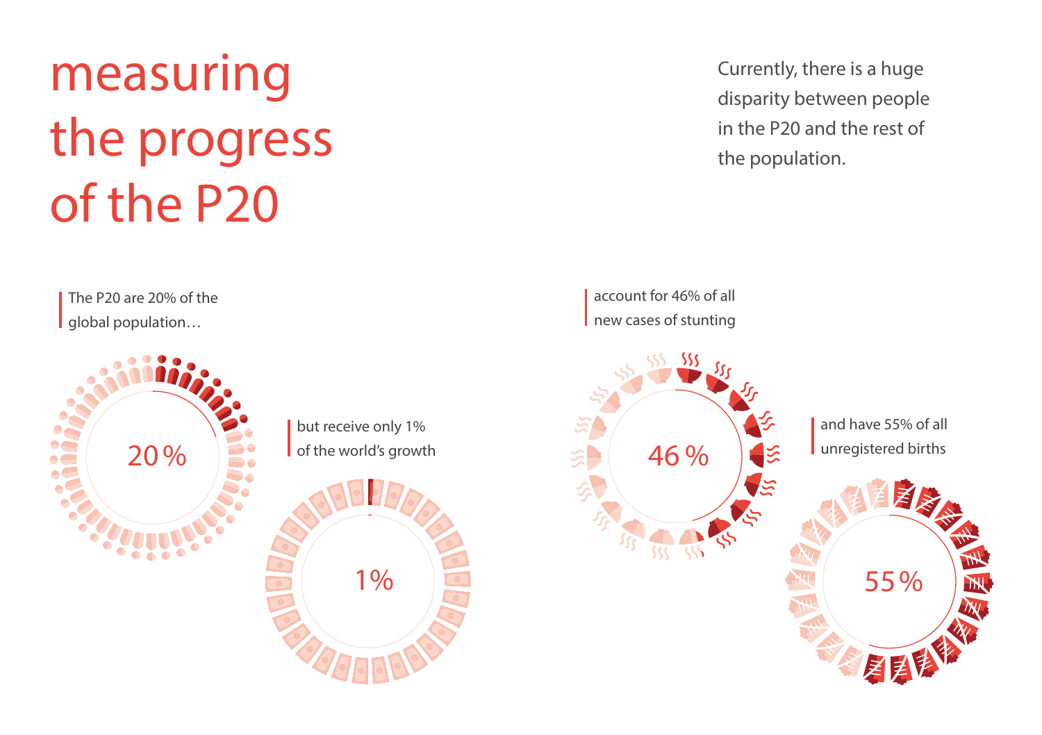# measuring the progress of the P20

Currently, there is a huge disparity between people in the P20 and the rest of the population.

The P20 are 20% of the global population…

20 %

but receive only 1% of the world's growth

1%

account for 46% of all new cases of stunting

46 %

and have 55% of all unregistered births

55 %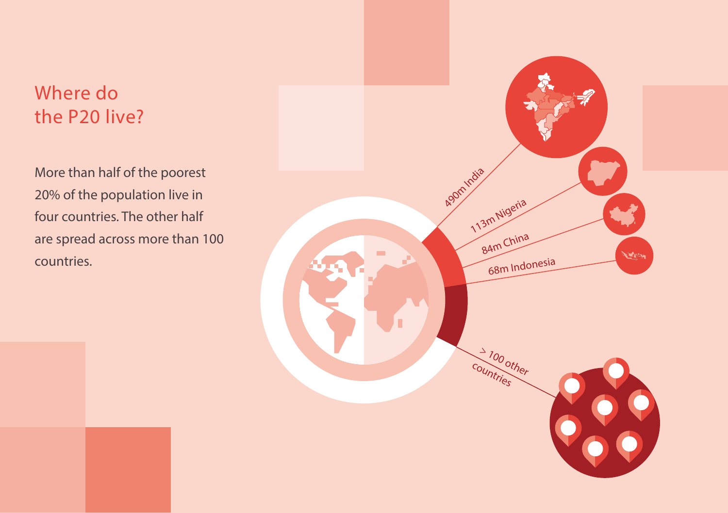# Where do the P20 live?

More than half of the poorest 20% of the population live in four countries. The other half are spread across more than 100 countries.

490m India

113m Nigeria

84m China

68m Indonesia

> 100 other countries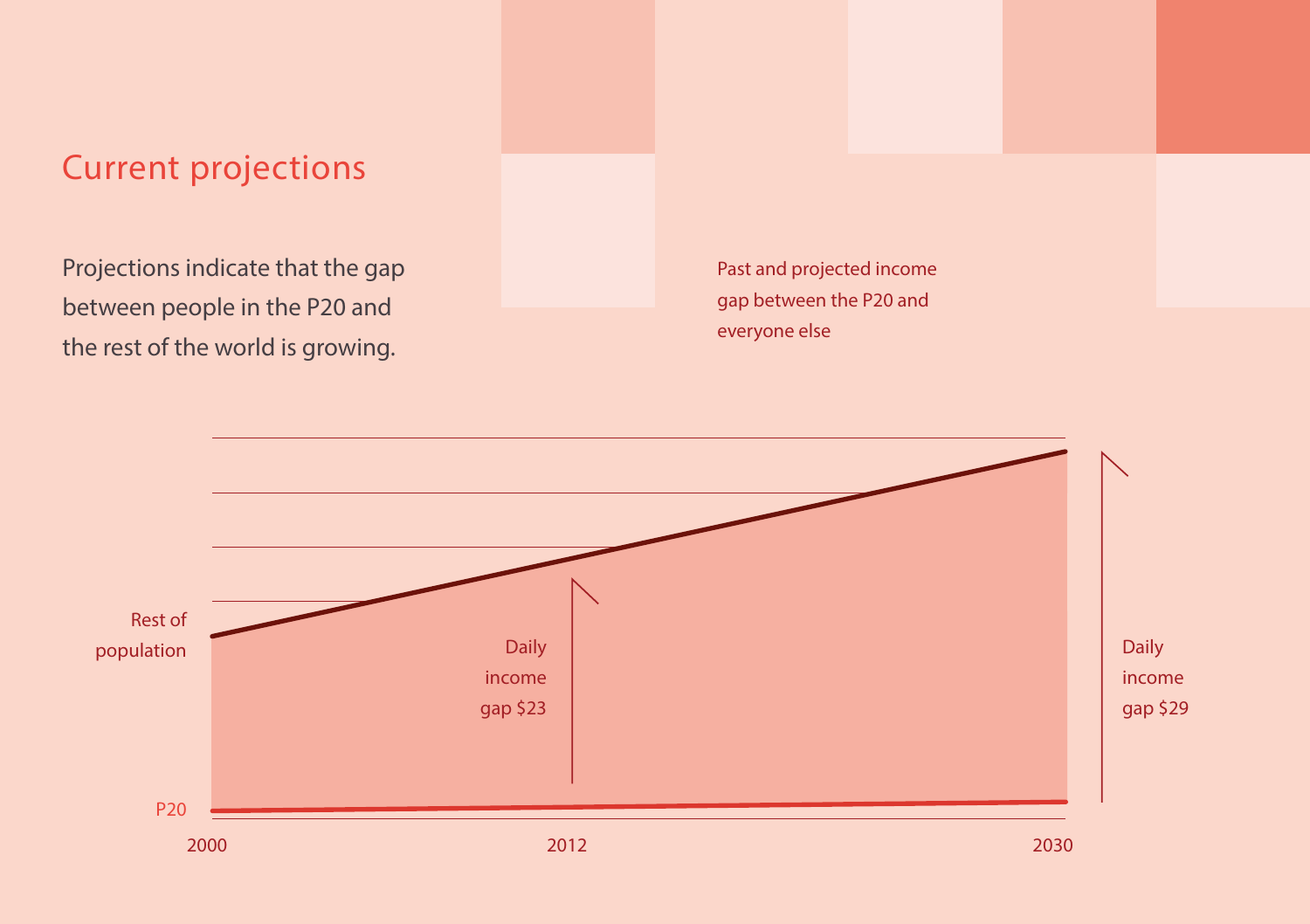## Current projections

Projections indicate that the gap between people in the P20 and the rest of the world is growing.

Past and projected income gap between the P20 and everyone else

Rest of population

P20

Daily income gap $23

Daily income gap $29

2000

2012

2030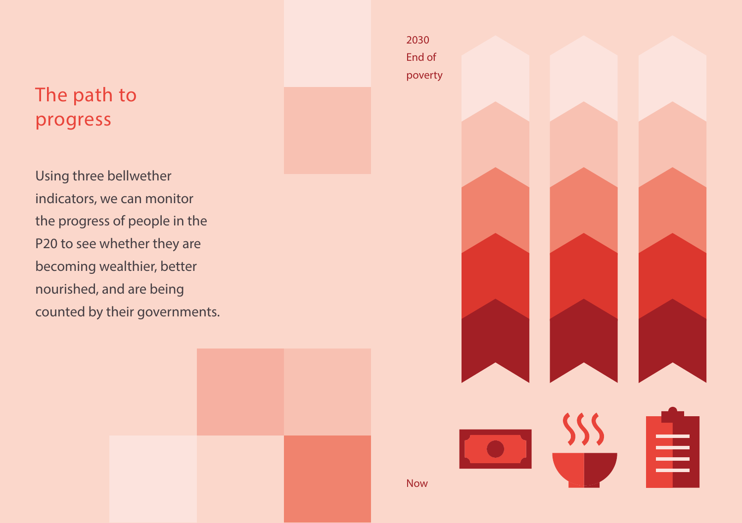# The path to progress

Using three bellwether indicators, we can monitor the progress of people in the P20 to see whether they are becoming wealthier, better nourished, and are being counted by their governments.

2030
End of
poverty

Now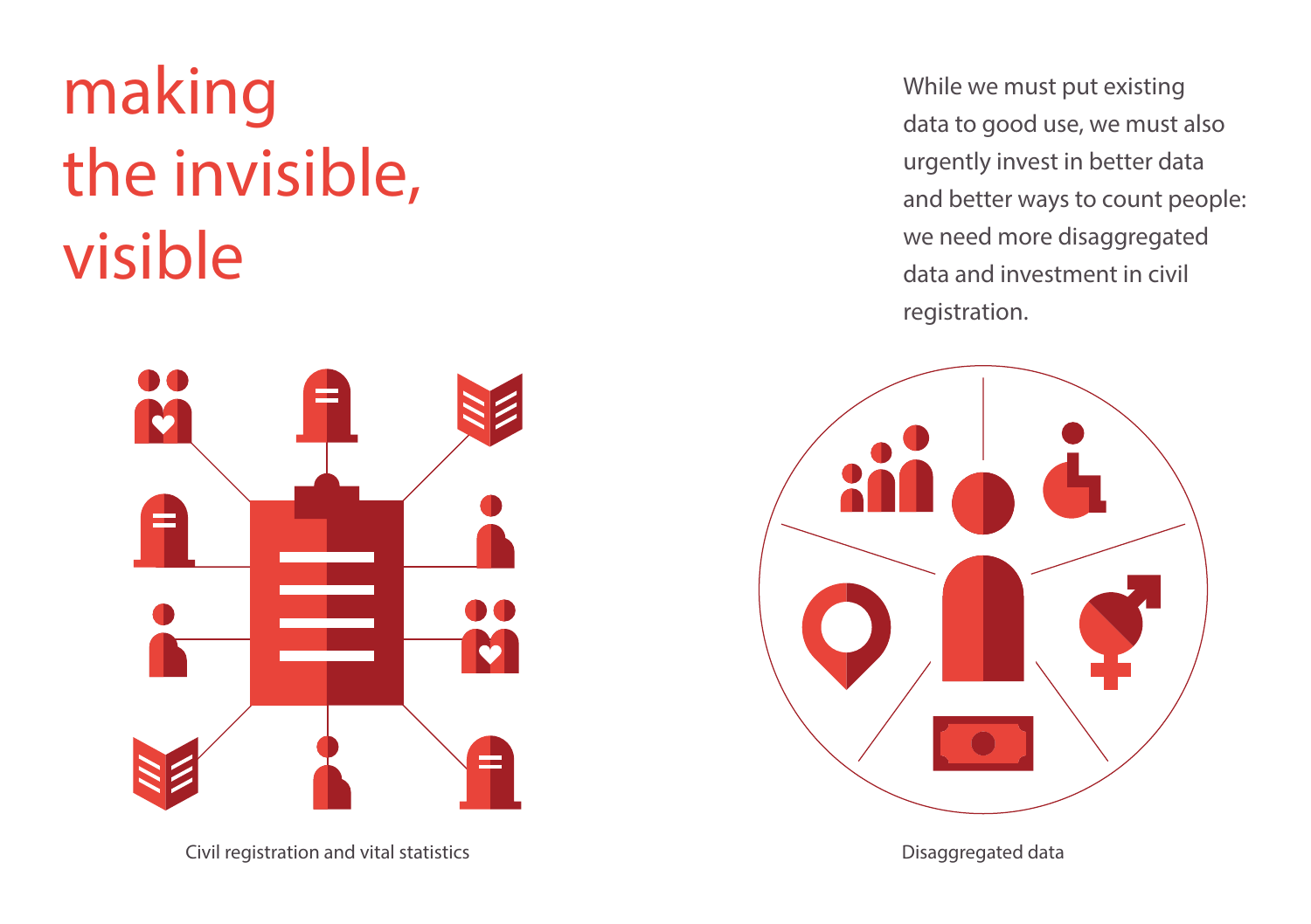# making the invisible, visible

While we must put existing data to good use, we must also urgently invest in better data and better ways to count people: we need more disaggregated data and investment in civil registration.

Civil registration and vital statistics

Disaggregated data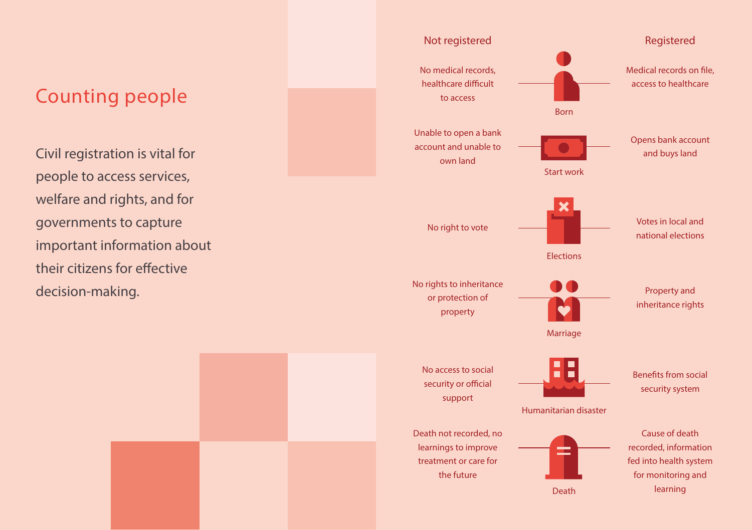# Counting people

Civil registration is vital for people to access services, welfare and rights, and for governments to capture important information about their citizens for effective decision-making.

| Not registered | | Registered |
|---|---|---|
| No medical records, healthcare difficult to access | Born | Medical records on file, access to healthcare |
| Unable to open a bank account and unable to own land | Start work | Opens bank account and buys land |
| No right to vote | Elections | Votes in local and national elections |
| No rights to inheritance or protection of property | Marriage | Property and inheritance rights |
| No access to social security or official support | Humanitarian disaster | Benefits from social security system |
| Death not recorded, no learnings to improve treatment or care for the future | Death | Cause of death recorded, information fed into health system for monitoring and learning |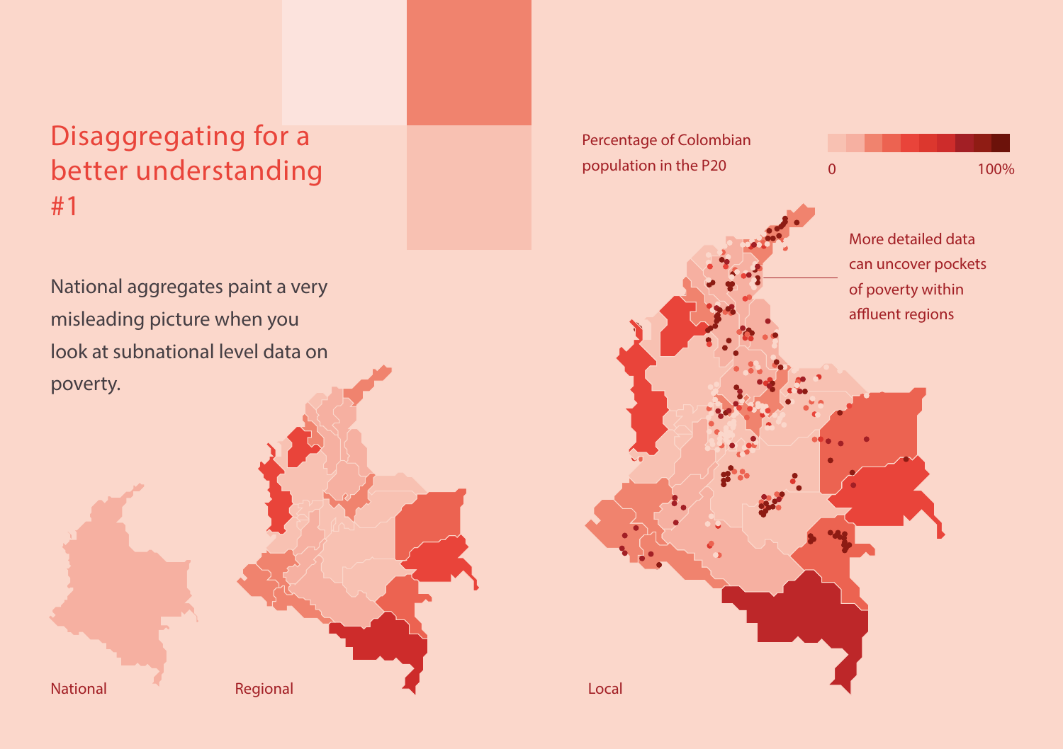# Disaggregating for a better understanding #1

National aggregates paint a very misleading picture when you look at subnational level data on poverty.

Percentage of Colombian population in the P20

0 100%

More detailed data can uncover pockets of poverty within affluent regions

National

Regional

Local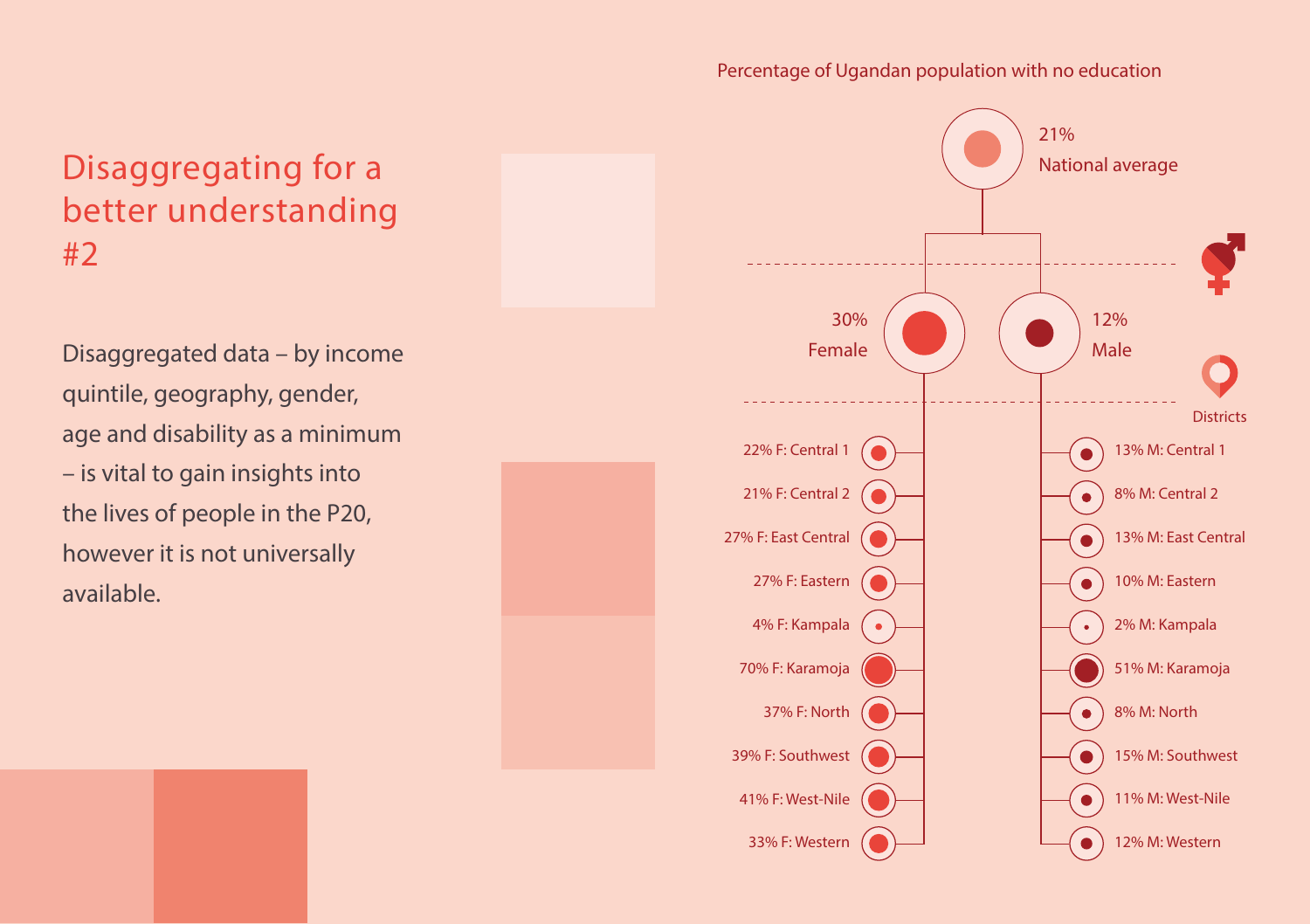# Disaggregating for a better understanding #2

Disaggregated data – by income quintile, geography, gender, age and disability as a minimum – is vital to gain insights into the lives of people in the P20, however it is not universally available.

Percentage of Ugandan population with no education

21% National average

30% Female

12% Male

Districts

| Female | Male |
|---|---|
| 22% F: Central 1 | 13% M: Central 1 |
| 21% F: Central 2 | 8% M: Central 2 |
| 27% F: East Central | 13% M: East Central |
| 27% F: Eastern | 10% M: Eastern |
| 4% F: Kampala | 2% M: Kampala |
| 70% F: Karamoja | 51% M: Karamoja |
| 37% F: North | 8% M: North |
| 39% F: Southwest | 15% M: Southwest |
| 41% F: West-Nile | 11% M: West-Nile |
| 33% F: Western | 12% M: Western |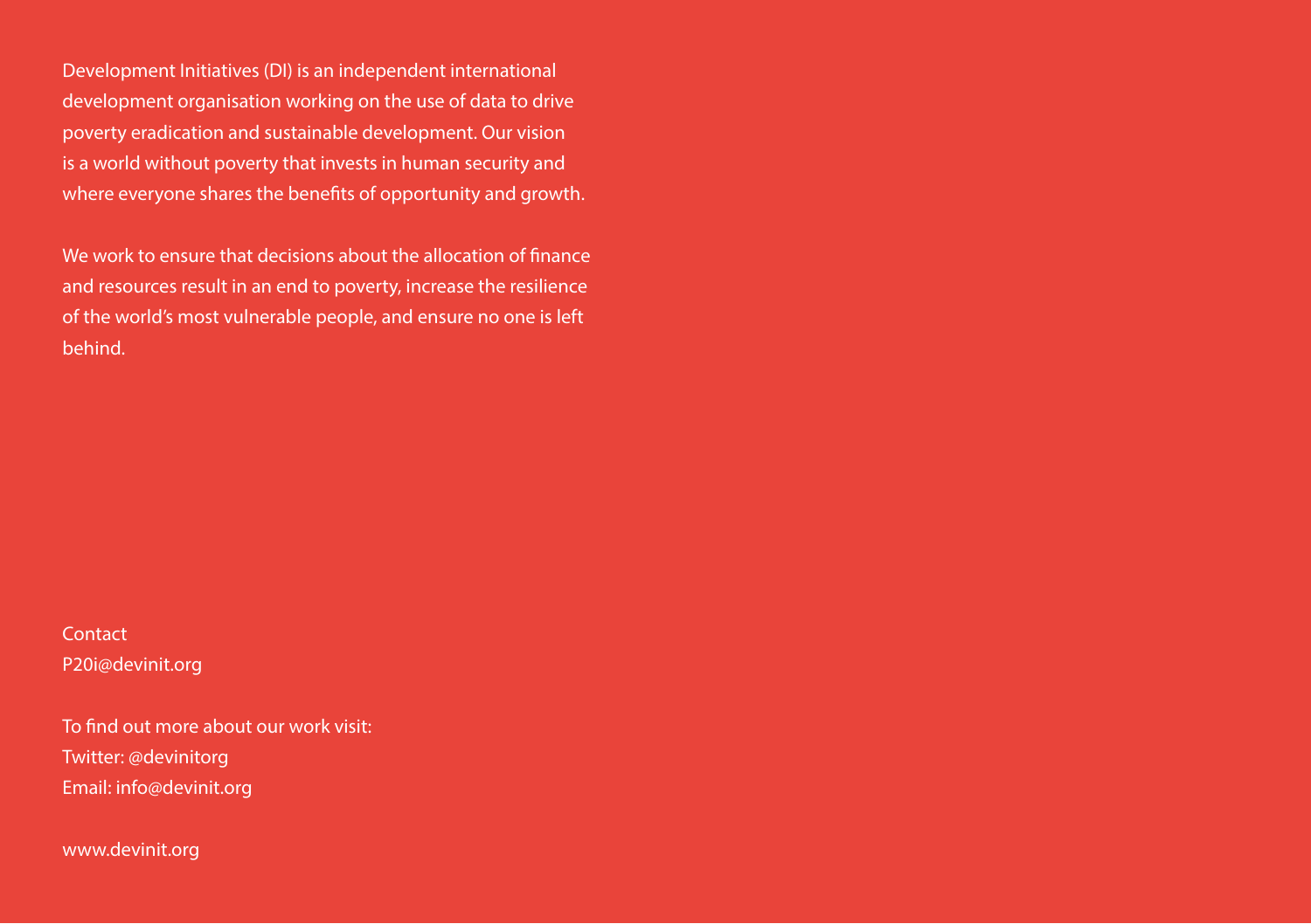Development Initiatives (DI) is an independent international development organisation working on the use of data to drive poverty eradication and sustainable development. Our vision is a world without poverty that invests in human security and where everyone shares the benefits of opportunity and growth.

We work to ensure that decisions about the allocation of finance and resources result in an end to poverty, increase the resilience of the world's most vulnerable people, and ensure no one is left behind.

Contact
P20i@devinit.org

To find out more about our work visit:
Twitter: @devinitorg
Email: info@devinit.org

www.devinit.org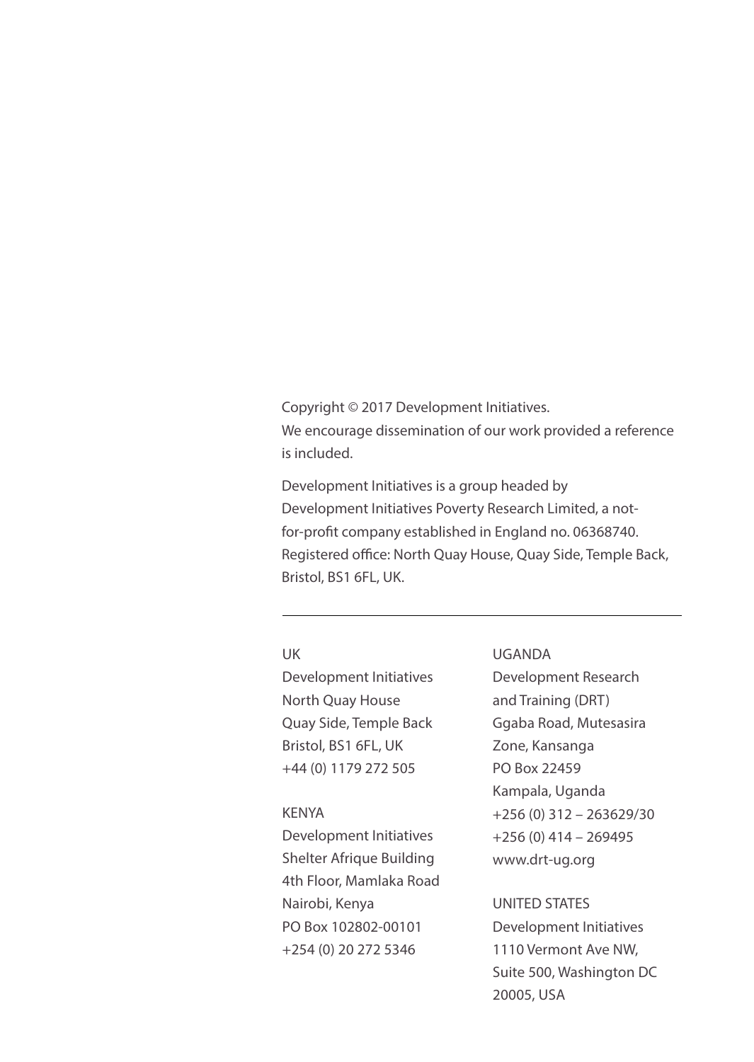Copyright © 2017 Development Initiatives.
We encourage dissemination of our work provided a reference is included.

Development Initiatives is a group headed by Development Initiatives Poverty Research Limited, a not-for-profit company established in England no. 06368740. Registered office: North Quay House, Quay Side, Temple Back, Bristol, BS1 6FL, UK.

---

UK
Development Initiatives
North Quay House
Quay Side, Temple Back
Bristol, BS1 6FL, UK
+44 (0) 1179 272 505

KENYA
Development Initiatives
Shelter Afrique Building
4th Floor, Mamlaka Road
Nairobi, Kenya
PO Box 102802-00101
+254 (0) 20 272 5346

UGANDA
Development Research and Training (DRT)
Ggaba Road, Mutesasira Zone, Kansanga
PO Box 22459
Kampala, Uganda
+256 (0) 312 – 263629/30
+256 (0) 414 – 269495
www.drt-ug.org

UNITED STATES
Development Initiatives
1110 Vermont Ave NW,
Suite 500, Washington DC
20005, USA